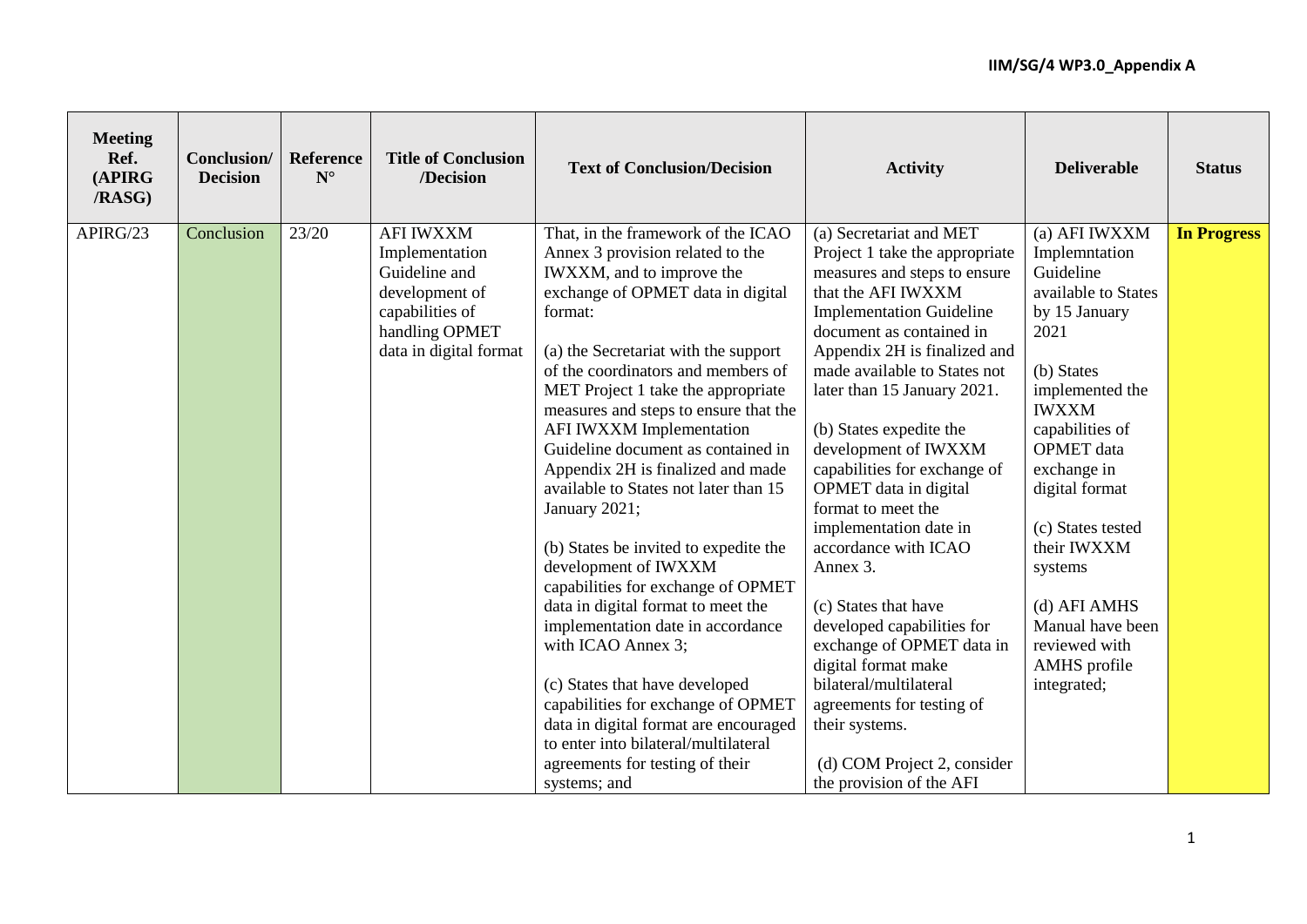| Meeting Ref. (APIRG /RASG) | Conclusion/ Decision | Reference N° | Title of Conclusion /Decision | Text of Conclusion/Decision | Activity | Deliverable | Status |
|---|---|---|---|---|---|---|---|
| APIRG/23 | Conclusion | 23/20 | AFI IWXXM Implementation Guideline and development of capabilities of handling OPMET data in digital format | That, in the framework of the ICAO Annex 3 provision related to the IWXXM, and to improve the exchange of OPMET data in digital format:<br><br>(a) the Secretariat with the support of the coordinators and members of MET Project 1 take the appropriate measures and steps to ensure that the AFI IWXXM Implementation Guideline document as contained in Appendix 2H is finalized and made available to States not later than 15 January 2021;<br><br>(b) States be invited to expedite the development of IWXXM capabilities for exchange of OPMET data in digital format to meet the implementation date in accordance with ICAO Annex 3;<br><br>(c) States that have developed capabilities for exchange of OPMET data in digital format are encouraged to enter into bilateral/multilateral agreements for testing of their systems; and | (a) Secretariat and MET Project 1 take the appropriate measures and steps to ensure that the AFI IWXXM Implementation Guideline document as contained in Appendix 2H is finalized and made available to States not later than 15 January 2021.<br><br>(b) States expedite the development of IWXXM capabilities for exchange of OPMET data in digital format to meet the implementation date in accordance with ICAO Annex 3.<br><br>(c) States that have developed capabilities for exchange of OPMET data in digital format make bilateral/multilateral agreements for testing of their systems.<br><br>(d) COM Project 2, consider the provision of the AFI | (a) AFI IWXXM Implemntation Guideline available to States by 15 January 2021<br><br>(b) States implemented the IWXXM capabilities of OPMET data exchange in digital format<br><br>(c) States tested their IWXXM systems<br><br>(d) AFI AMHS Manual have been reviewed with AMHS profile integrated; | **In Progress** |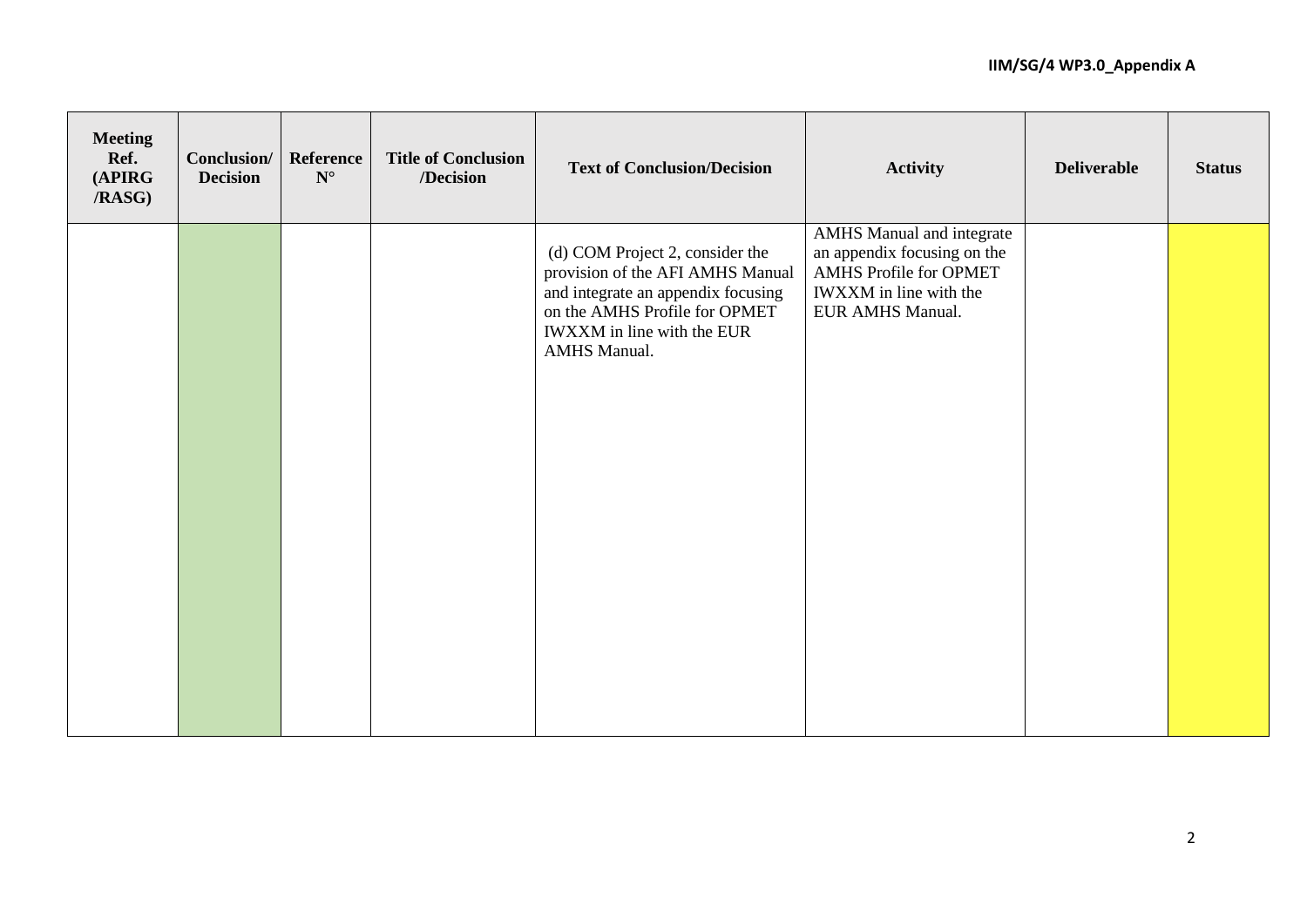| Meeting Ref. (APIRG /RASG) | Conclusion/ Decision | Reference N° | Title of Conclusion /Decision | Text of Conclusion/Decision | Activity | Deliverable | Status |
|---|---|---|---|---|---|---|---|
| | | | | (d) COM Project 2, consider the provision of the AFI AMHS Manual and integrate an appendix focusing on the AMHS Profile for OPMET IWXXM in line with the EUR AMHS Manual. | AMHS Manual and integrate an appendix focusing on the AMHS Profile for OPMET IWXXM in line with the EUR AMHS Manual. | | |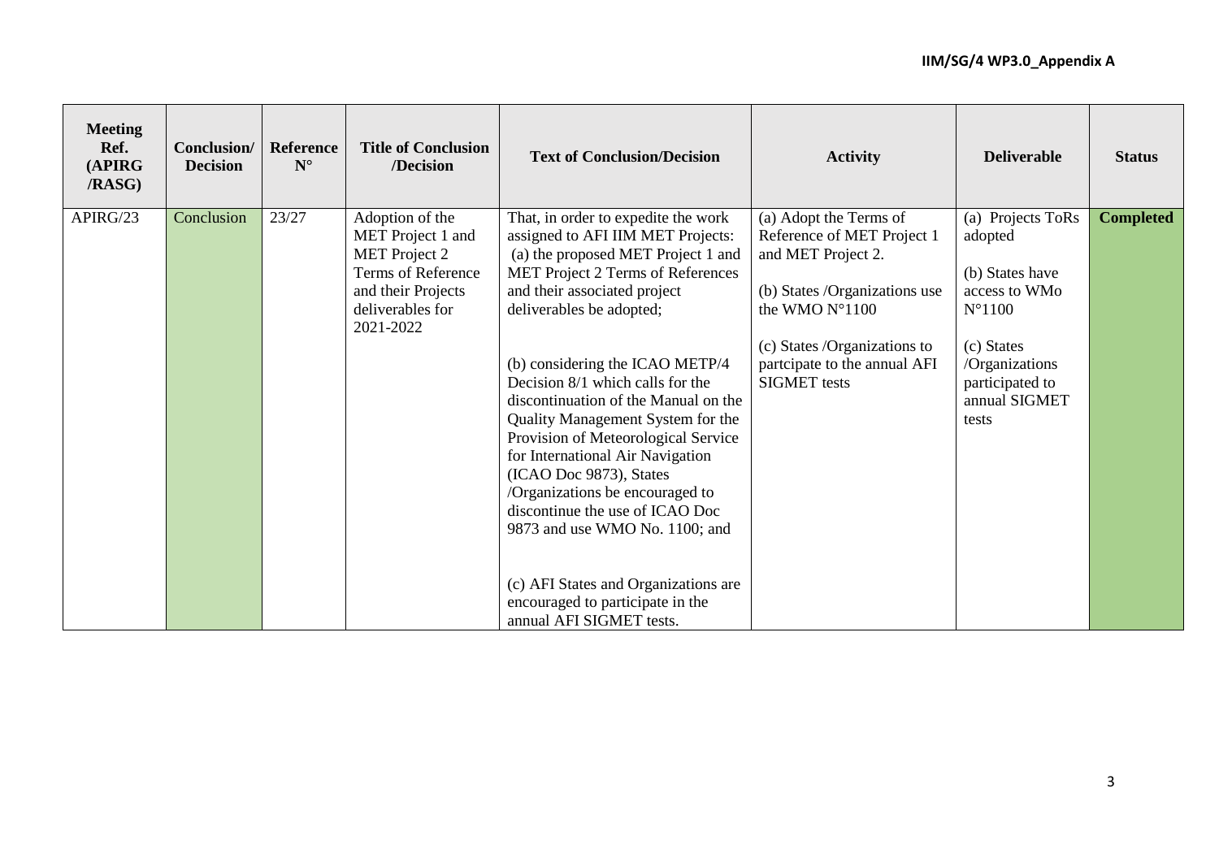| Meeting Ref. (APIRG /RASG) | Conclusion/ Decision | Reference N° | Title of Conclusion /Decision | Text of Conclusion/Decision | Activity | Deliverable | Status |
|---|---|---|---|---|---|---|---|
| APIRG/23 | Conclusion | 23/27 | Adoption of the MET Project 1 and MET Project 2 Terms of Reference and their Projects deliverables for 2021-2022 | That, in order to expedite the work assigned to AFI IIM MET Projects:<br>(a) the proposed MET Project 1 and MET Project 2 Terms of References and their associated project deliverables be adopted;<br><br>(b) considering the ICAO METP/4 Decision 8/1 which calls for the discontinuation of the Manual on the Quality Management System for the Provision of Meteorological Service for International Air Navigation (ICAO Doc 9873), States /Organizations be encouraged to discontinue the use of ICAO Doc 9873 and use WMO No. 1100; and<br><br>(c) AFI States and Organizations are encouraged to participate in the annual AFI SIGMET tests. | (a) Adopt the Terms of Reference of MET Project 1 and MET Project 2.<br><br>(b) States /Organizations use the WMO N°1100<br><br>(c) States /Organizations to partcipate to the annual AFI SIGMET tests | (a) Projects ToRs adopted<br><br>(b) States have access to WMo N°1100<br><br>(c) States /Organizations participated to annual SIGMET tests | **Completed** |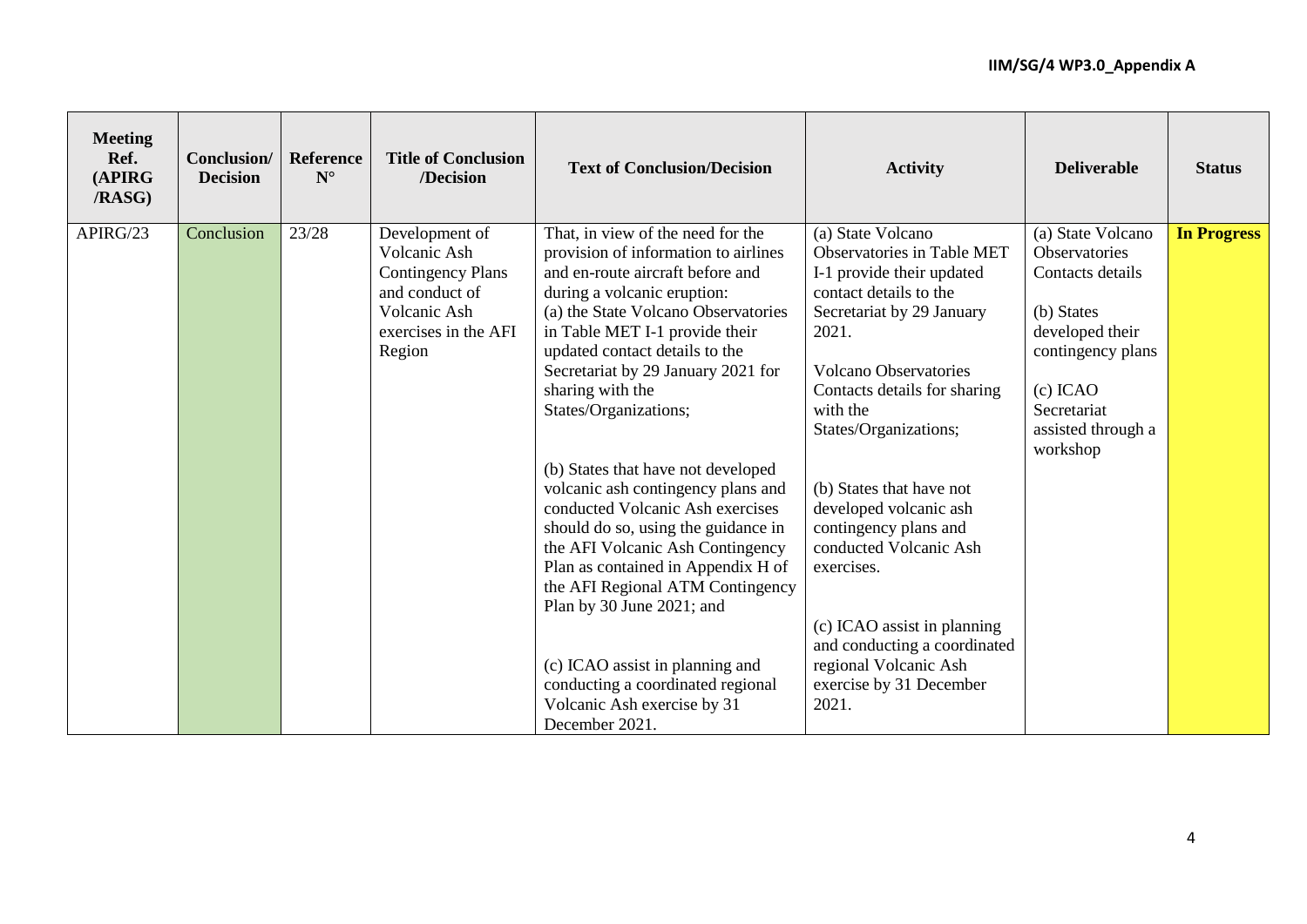| Meeting Ref. (APIRG /RASG) | Conclusion/ Decision | Reference N° | Title of Conclusion /Decision | Text of Conclusion/Decision | Activity | Deliverable | Status |
|---|---|---|---|---|---|---|---|
| APIRG/23 | Conclusion | 23/28 | Development of Volcanic Ash Contingency Plans and conduct of Volcanic Ash exercises in the AFI Region | That, in view of the need for the provision of information to airlines and en-route aircraft before and during a volcanic eruption:<br>(a) the State Volcano Observatories in Table MET I-1 provide their updated contact details to the Secretariat by 29 January 2021 for sharing with the States/Organizations;<br><br>(b) States that have not developed volcanic ash contingency plans and conducted Volcanic Ash exercises should do so, using the guidance in the AFI Volcanic Ash Contingency Plan as contained in Appendix H of the AFI Regional ATM Contingency Plan by 30 June 2021; and<br><br>(c) ICAO assist in planning and conducting a coordinated regional Volcanic Ash exercise by 31 December 2021. | (a) State Volcano Observatories in Table MET I-1 provide their updated contact details to the Secretariat by 29 January 2021.<br><br>Volcano Observatories Contacts details for sharing with the States/Organizations;<br><br>(b) States that have not developed volcanic ash contingency plans and conducted Volcanic Ash exercises.<br><br>(c) ICAO assist in planning and conducting a coordinated regional Volcanic Ash exercise by 31 December 2021. | (a) State Volcano Observatories Contacts details<br><br>(b) States developed their contingency plans<br><br>(c) ICAO Secretariat assisted through a workshop | **In Progress** |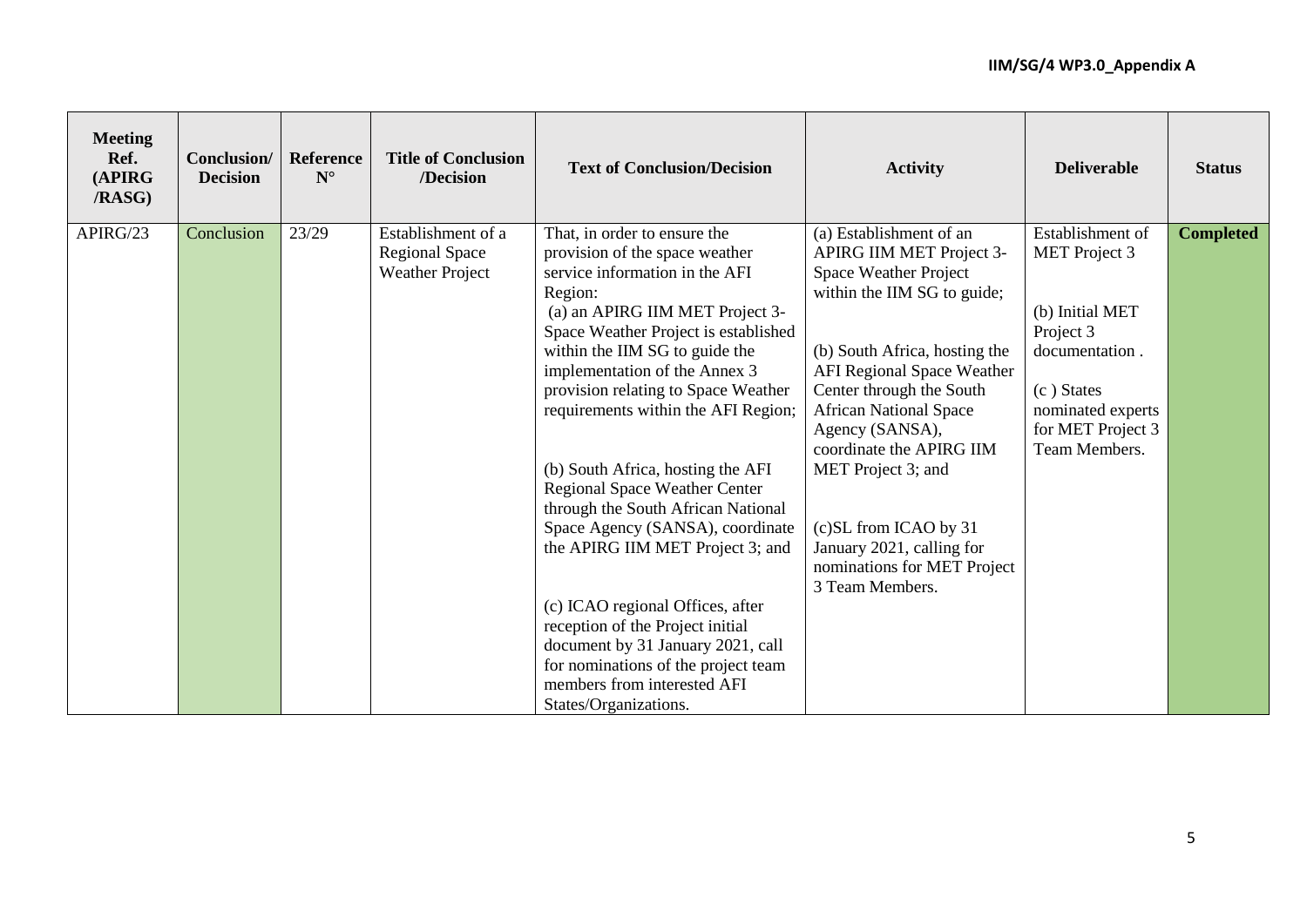| Meeting Ref. (APIRG /RASG) | Conclusion/ Decision | Reference N° | Title of Conclusion /Decision | Text of Conclusion/Decision | Activity | Deliverable | Status |
|---|---|---|---|---|---|---|---|
| APIRG/23 | Conclusion | 23/29 | Establishment of a Regional Space Weather Project | That, in order to ensure the provision of the space weather service information in the AFI Region:<br>(a) an APIRG IIM MET Project 3-Space Weather Project is established within the IIM SG to guide the implementation of the Annex 3 provision relating to Space Weather requirements within the AFI Region;<br>(b) South Africa, hosting the AFI Regional Space Weather Center through the South African National Space Agency (SANSA), coordinate the APIRG IIM MET Project 3; and<br>(c) ICAO regional Offices, after reception of the Project initial document by 31 January 2021, call for nominations of the project team members from interested AFI States/Organizations. | (a) Establishment of an APIRG IIM MET Project 3- Space Weather Project within the IIM SG to guide;<br>(b) South Africa, hosting the AFI Regional Space Weather Center through the South African National Space Agency (SANSA), coordinate the APIRG IIM MET Project 3; and<br>(c)SL from ICAO by 31 January 2021, calling for nominations for MET Project 3 Team Members. | Establishment of MET Project 3<br>(b) Initial MET Project 3 documentation .<br>(c ) States nominated experts for MET Project 3 Team Members. | **Completed** |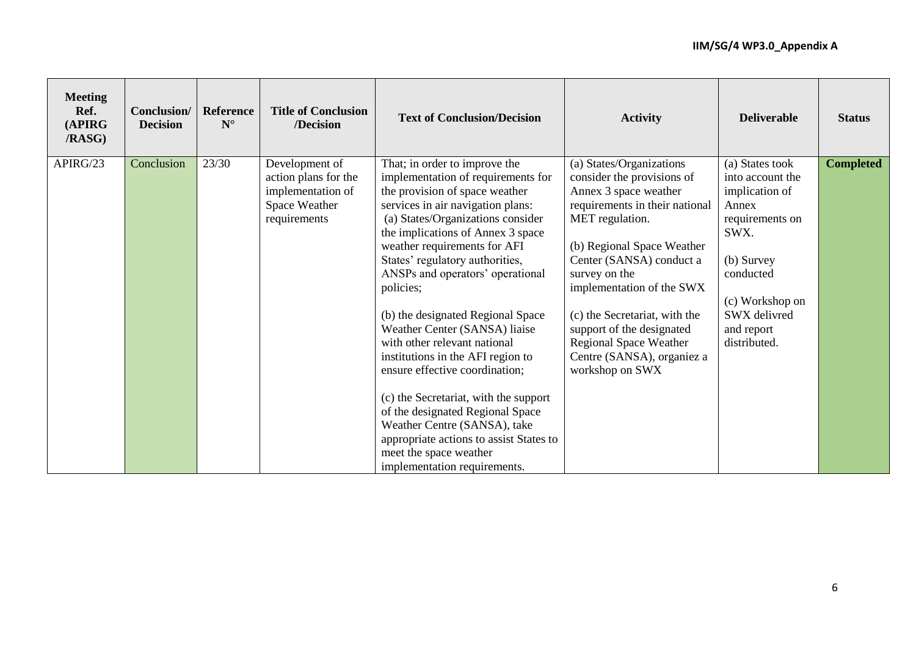| Meeting Ref. (APIRG /RASG) | Conclusion/ Decision | Reference N° | Title of Conclusion /Decision | Text of Conclusion/Decision | Activity | Deliverable | Status |
|---|---|---|---|---|---|---|---|
| APIRG/23 | Conclusion | 23/30 | Development of action plans for the implementation of Space Weather requirements | That; in order to improve the implementation of requirements for the provision of space weather services in air navigation plans:<br>(a) States/Organizations consider the implications of Annex 3 space weather requirements for AFI States' regulatory authorities, ANSPs and operators' operational policies;<br><br>(b) the designated Regional Space Weather Center (SANSA) liaise with other relevant national institutions in the AFI region to ensure effective coordination;<br><br>(c) the Secretariat, with the support of the designated Regional Space Weather Centre (SANSA), take appropriate actions to assist States to meet the space weather implementation requirements. | (a) States/Organizations consider the provisions of Annex 3 space weather requirements in their national MET regulation.<br><br>(b) Regional Space Weather Center (SANSA) conduct a survey on the implementation of the SWX<br><br>(c) the Secretariat, with the support of the designated Regional Space Weather Centre (SANSA), organiez a workshop on SWX | (a) States took into account the implication of Annex requirements on SWX.<br><br>(b) Survey conducted<br><br>(c) Workshop on SWX delivred and report distributed. | **Completed** |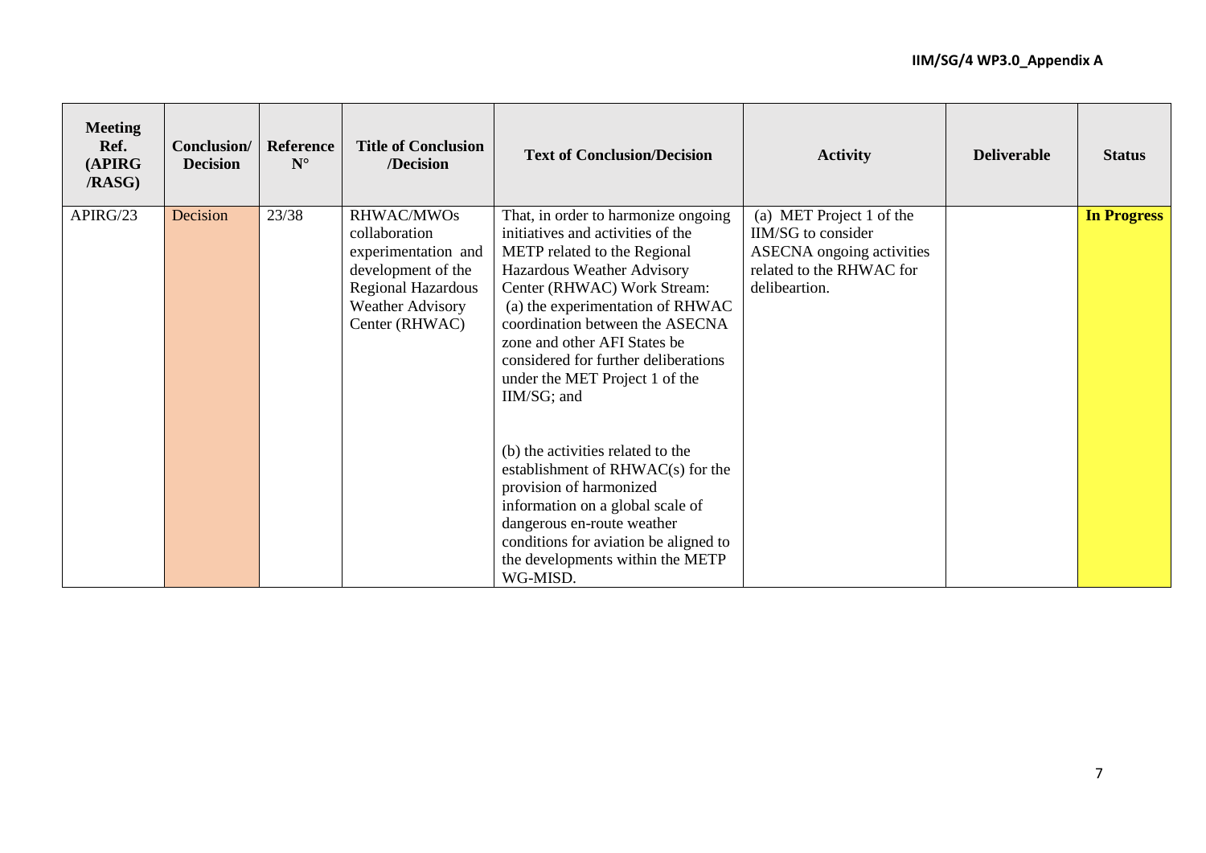| Meeting Ref. (APIRG /RASG) | Conclusion/ Decision | Reference N° | Title of Conclusion /Decision | Text of Conclusion/Decision | Activity | Deliverable | Status |
|---|---|---|---|---|---|---|---|
| APIRG/23 | Decision | 23/38 | RHWAC/MWOs collaboration experimentation and development of the Regional Hazardous Weather Advisory Center (RHWAC) | That, in order to harmonize ongoing initiatives and activities of the METP related to the Regional Hazardous Weather Advisory Center (RHWAC) Work Stream:<br>(a) the experimentation of RHWAC coordination between the ASECNA zone and other AFI States be considered for further deliberations under the MET Project 1 of the IIM/SG; and<br><br>(b) the activities related to the establishment of RHWAC(s) for the provision of harmonized information on a global scale of dangerous en-route weather conditions for aviation be aligned to the developments within the METP WG-MISD. | (a) MET Project 1 of the IIM/SG to consider ASECNA ongoing activities related to the RHWAC for delibeartion. | | **In Progress** |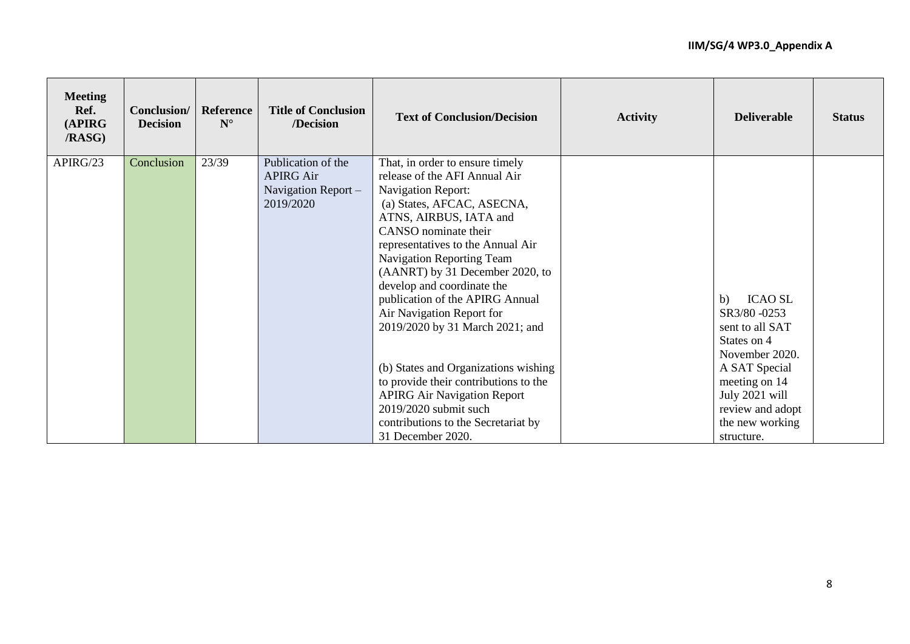| Meeting Ref. (APIRG /RASG) | Conclusion/ Decision | Reference N° | Title of Conclusion /Decision | Text of Conclusion/Decision | Activity | Deliverable | Status |
|---|---|---|---|---|---|---|---|
| APIRG/23 | Conclusion | 23/39 | Publication of the APIRG Air Navigation Report – 2019/2020 | That, in order to ensure timely release of the AFI Annual Air Navigation Report:<br>(a) States, AFCAC, ASECNA, ATNS, AIRBUS, IATA and CANSO nominate their representatives to the Annual Air Navigation Reporting Team (AANRT) by 31 December 2020, to develop and coordinate the publication of the APIRG Annual Air Navigation Report for 2019/2020 by 31 March 2021; and<br><br>(b) States and Organizations wishing to provide their contributions to the APIRG Air Navigation Report 2019/2020 submit such contributions to the Secretariat by 31 December 2020. | | b) ICAO SL SR3/80 -0253 sent to all SAT States on 4 November 2020. A SAT Special meeting on 14 July 2021 will review and adopt the new working structure. | |